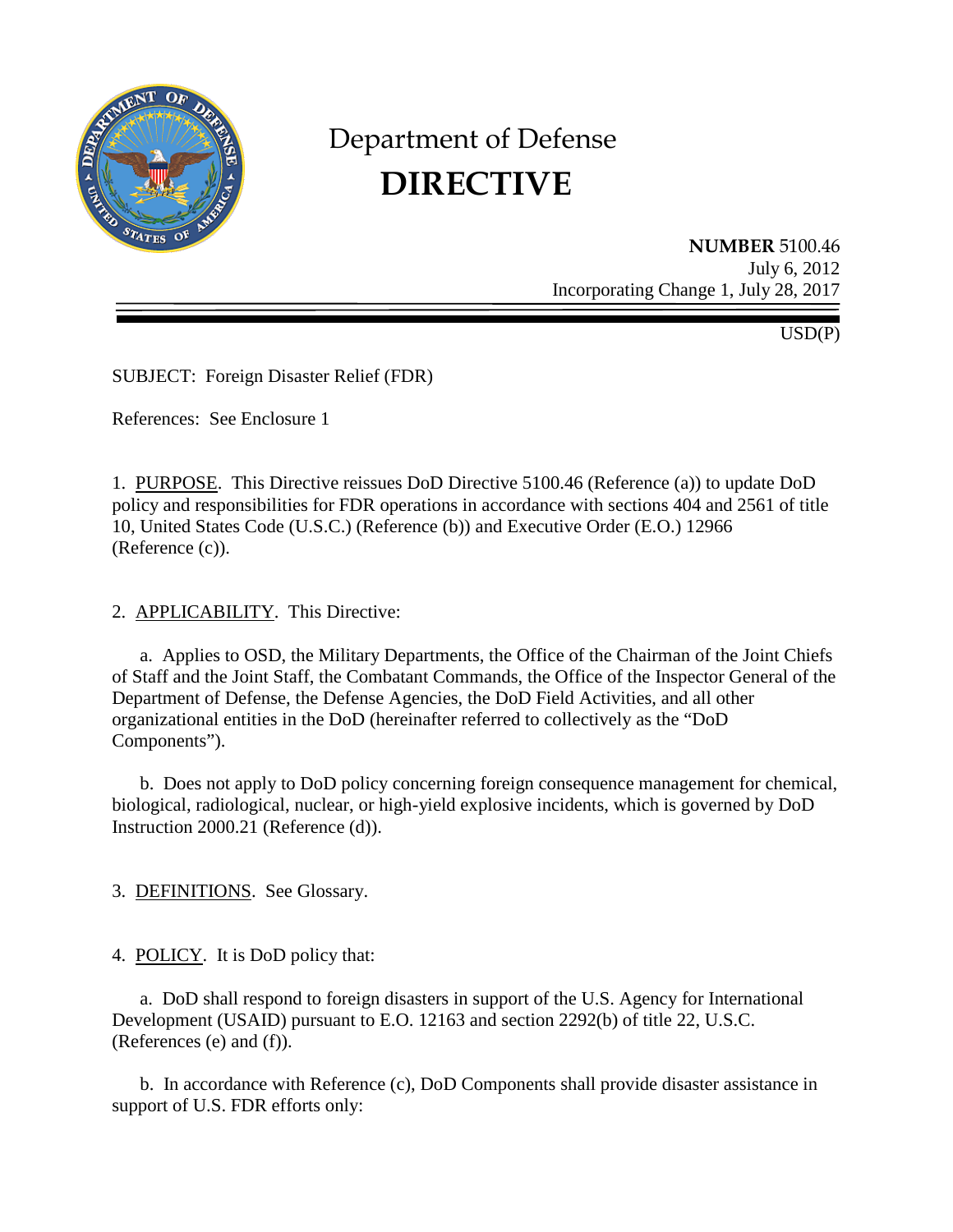# Department of Defense
# DIRECTIVE

**NUMBER** 5100.46
July 6, 2012
Incorporating Change 1, July 28, 2017

USD(P)

SUBJECT: Foreign Disaster Relief (FDR)

References: See Enclosure 1

1. PURPOSE. This Directive reissues DoD Directive 5100.46 (Reference (a)) to update DoD policy and responsibilities for FDR operations in accordance with sections 404 and 2561 of title 10, United States Code (U.S.C.) (Reference (b)) and Executive Order (E.O.) 12966 (Reference (c)).

2. APPLICABILITY. This Directive:

a. Applies to OSD, the Military Departments, the Office of the Chairman of the Joint Chiefs of Staff and the Joint Staff, the Combatant Commands, the Office of the Inspector General of the Department of Defense, the Defense Agencies, the DoD Field Activities, and all other organizational entities in the DoD (hereinafter referred to collectively as the "DoD Components").

b. Does not apply to DoD policy concerning foreign consequence management for chemical, biological, radiological, nuclear, or high-yield explosive incidents, which is governed by DoD Instruction 2000.21 (Reference (d)).

3. DEFINITIONS. See Glossary.

4. POLICY. It is DoD policy that:

a. DoD shall respond to foreign disasters in support of the U.S. Agency for International Development (USAID) pursuant to E.O. 12163 and section 2292(b) of title 22, U.S.C. (References (e) and (f)).

b. In accordance with Reference (c), DoD Components shall provide disaster assistance in support of U.S. FDR efforts only: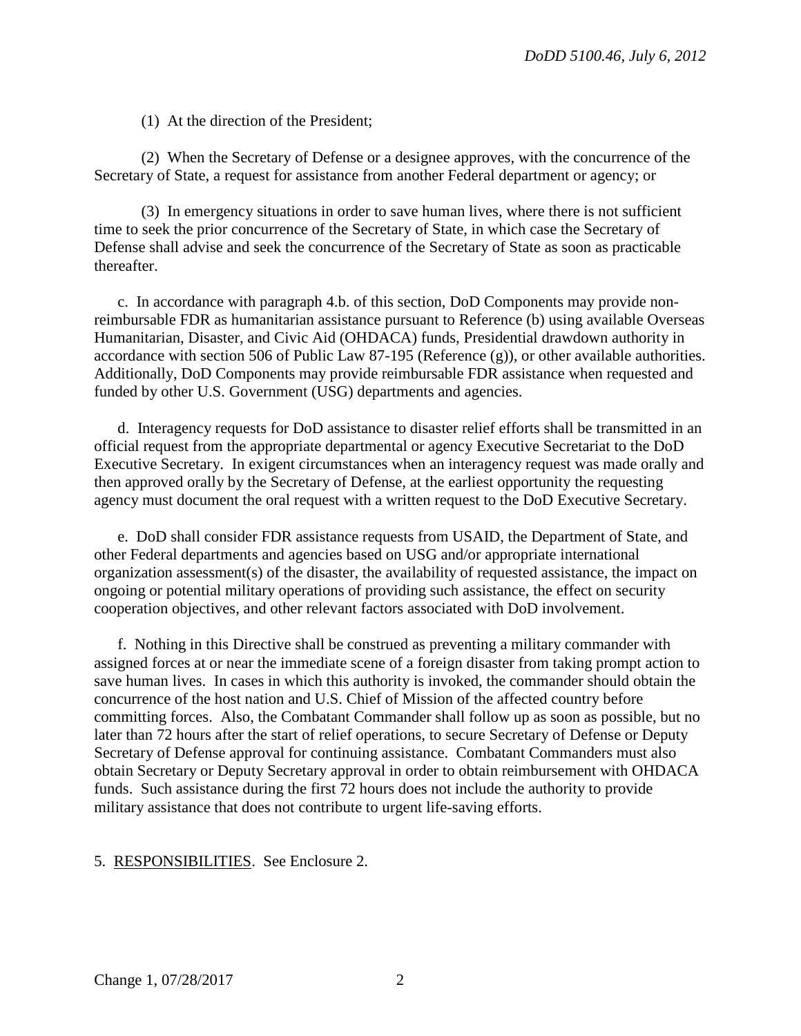(1) At the direction of the President;

(2) When the Secretary of Defense or a designee approves, with the concurrence of the Secretary of State, a request for assistance from another Federal department or agency; or

(3) In emergency situations in order to save human lives, where there is not sufficient time to seek the prior concurrence of the Secretary of State, in which case the Secretary of Defense shall advise and seek the concurrence of the Secretary of State as soon as practicable thereafter.

c. In accordance with paragraph 4.b. of this section, DoD Components may provide non-reimbursable FDR as humanitarian assistance pursuant to Reference (b) using available Overseas Humanitarian, Disaster, and Civic Aid (OHDACA) funds, Presidential drawdown authority in accordance with section 506 of Public Law 87-195 (Reference (g)), or other available authorities. Additionally, DoD Components may provide reimbursable FDR assistance when requested and funded by other U.S. Government (USG) departments and agencies.

d. Interagency requests for DoD assistance to disaster relief efforts shall be transmitted in an official request from the appropriate departmental or agency Executive Secretariat to the DoD Executive Secretary. In exigent circumstances when an interagency request was made orally and then approved orally by the Secretary of Defense, at the earliest opportunity the requesting agency must document the oral request with a written request to the DoD Executive Secretary.

e. DoD shall consider FDR assistance requests from USAID, the Department of State, and other Federal departments and agencies based on USG and/or appropriate international organization assessment(s) of the disaster, the availability of requested assistance, the impact on ongoing or potential military operations of providing such assistance, the effect on security cooperation objectives, and other relevant factors associated with DoD involvement.

f. Nothing in this Directive shall be construed as preventing a military commander with assigned forces at or near the immediate scene of a foreign disaster from taking prompt action to save human lives. In cases in which this authority is invoked, the commander should obtain the concurrence of the host nation and U.S. Chief of Mission of the affected country before committing forces. Also, the Combatant Commander shall follow up as soon as possible, but no later than 72 hours after the start of relief operations, to secure Secretary of Defense or Deputy Secretary of Defense approval for continuing assistance. Combatant Commanders must also obtain Secretary or Deputy Secretary approval in order to obtain reimbursement with OHDACA funds. Such assistance during the first 72 hours does not include the authority to provide military assistance that does not contribute to urgent life-saving efforts.

5. RESPONSIBILITIES. See Enclosure 2.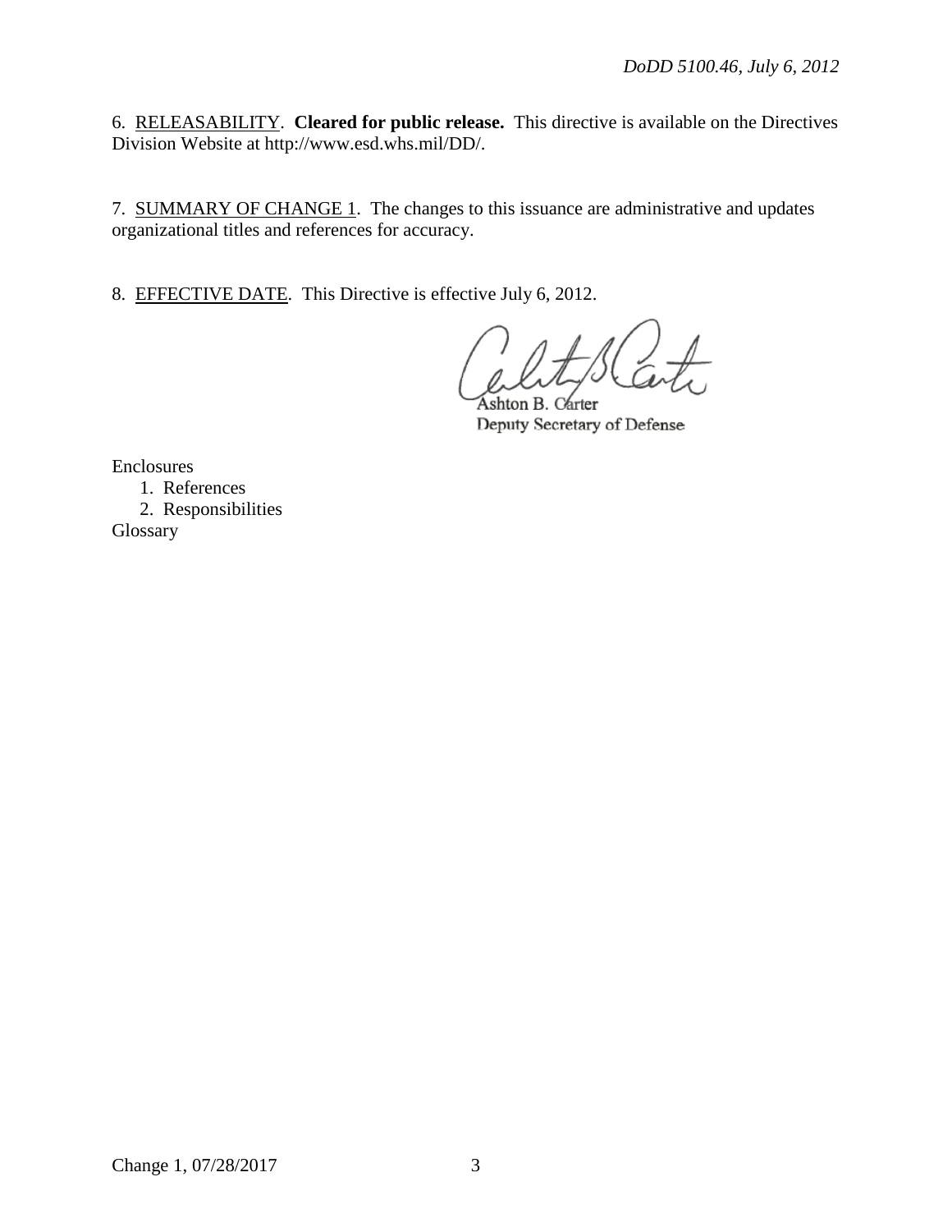6. RELEASABILITY. **Cleared for public release.** This directive is available on the Directives Division Website at http://www.esd.whs.mil/DD/.

7. SUMMARY OF CHANGE 1. The changes to this issuance are administrative and updates organizational titles and references for accuracy.

8. EFFECTIVE DATE. This Directive is effective July 6, 2012.

Ashton B. Carter
Deputy Secretary of Defense

Enclosures
1. References
2. Responsibilities

Glossary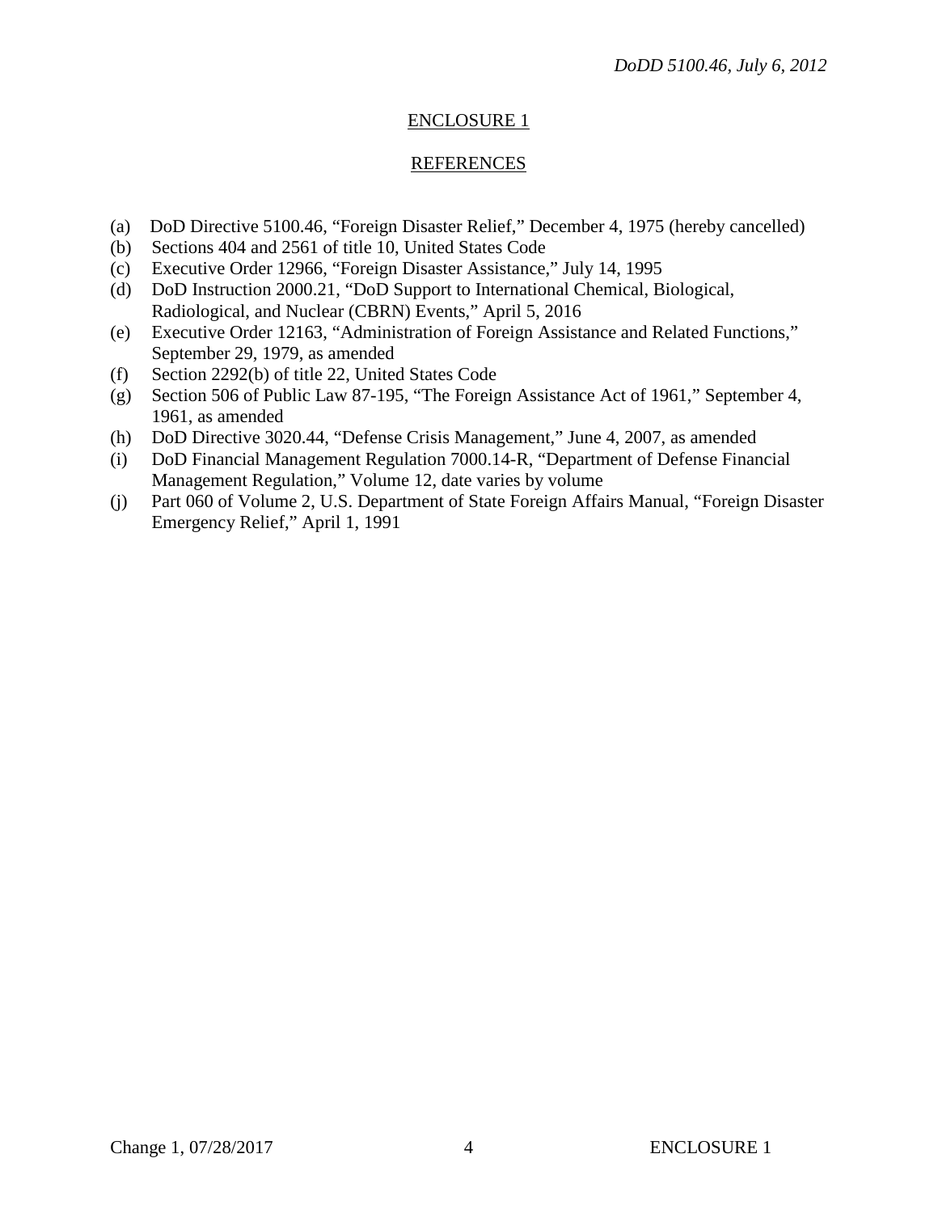## ENCLOSURE 1

## REFERENCES

(a) DoD Directive 5100.46, "Foreign Disaster Relief," December 4, 1975 (hereby cancelled)
(b) Sections 404 and 2561 of title 10, United States Code
(c) Executive Order 12966, "Foreign Disaster Assistance," July 14, 1995
(d) DoD Instruction 2000.21, "DoD Support to International Chemical, Biological, Radiological, and Nuclear (CBRN) Events," April 5, 2016
(e) Executive Order 12163, "Administration of Foreign Assistance and Related Functions," September 29, 1979, as amended
(f) Section 2292(b) of title 22, United States Code
(g) Section 506 of Public Law 87-195, "The Foreign Assistance Act of 1961," September 4, 1961, as amended
(h) DoD Directive 3020.44, "Defense Crisis Management," June 4, 2007, as amended
(i) DoD Financial Management Regulation 7000.14-R, "Department of Defense Financial Management Regulation," Volume 12, date varies by volume
(j) Part 060 of Volume 2, U.S. Department of State Foreign Affairs Manual, "Foreign Disaster Emergency Relief," April 1, 1991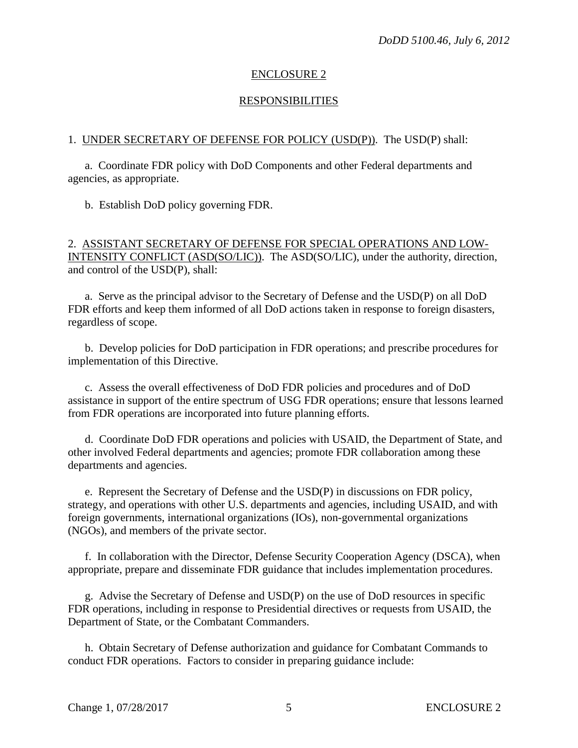## ENCLOSURE 2

## RESPONSIBILITIES

1. UNDER SECRETARY OF DEFENSE FOR POLICY (USD(P)). The USD(P) shall:

a. Coordinate FDR policy with DoD Components and other Federal departments and agencies, as appropriate.

b. Establish DoD policy governing FDR.

2. ASSISTANT SECRETARY OF DEFENSE FOR SPECIAL OPERATIONS AND LOW-INTENSITY CONFLICT (ASD(SO/LIC)). The ASD(SO/LIC), under the authority, direction, and control of the USD(P), shall:

a. Serve as the principal advisor to the Secretary of Defense and the USD(P) on all DoD FDR efforts and keep them informed of all DoD actions taken in response to foreign disasters, regardless of scope.

b. Develop policies for DoD participation in FDR operations; and prescribe procedures for implementation of this Directive.

c. Assess the overall effectiveness of DoD FDR policies and procedures and of DoD assistance in support of the entire spectrum of USG FDR operations; ensure that lessons learned from FDR operations are incorporated into future planning efforts.

d. Coordinate DoD FDR operations and policies with USAID, the Department of State, and other involved Federal departments and agencies; promote FDR collaboration among these departments and agencies.

e. Represent the Secretary of Defense and the USD(P) in discussions on FDR policy, strategy, and operations with other U.S. departments and agencies, including USAID, and with foreign governments, international organizations (IOs), non-governmental organizations (NGOs), and members of the private sector.

f. In collaboration with the Director, Defense Security Cooperation Agency (DSCA), when appropriate, prepare and disseminate FDR guidance that includes implementation procedures.

g. Advise the Secretary of Defense and USD(P) on the use of DoD resources in specific FDR operations, including in response to Presidential directives or requests from USAID, the Department of State, or the Combatant Commanders.

h. Obtain Secretary of Defense authorization and guidance for Combatant Commands to conduct FDR operations. Factors to consider in preparing guidance include: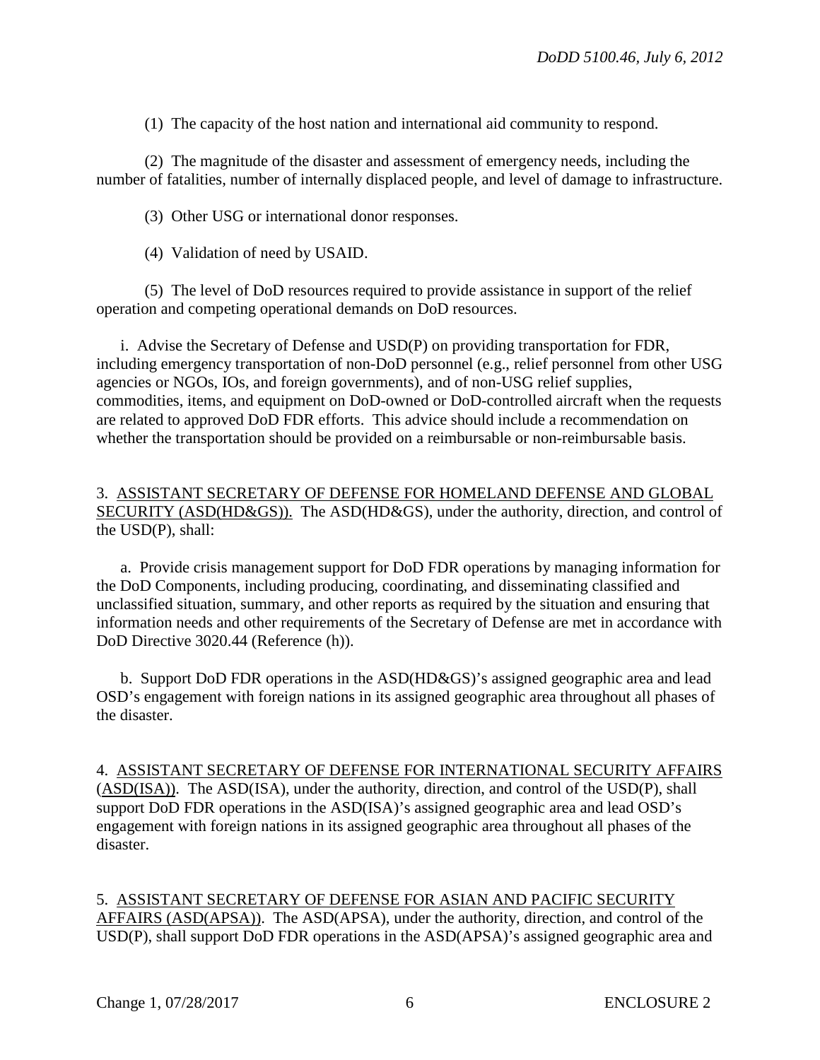(1) The capacity of the host nation and international aid community to respond.

(2) The magnitude of the disaster and assessment of emergency needs, including the number of fatalities, number of internally displaced people, and level of damage to infrastructure.

(3) Other USG or international donor responses.

(4) Validation of need by USAID.

(5) The level of DoD resources required to provide assistance in support of the relief operation and competing operational demands on DoD resources.

i. Advise the Secretary of Defense and USD(P) on providing transportation for FDR, including emergency transportation of non-DoD personnel (e.g., relief personnel from other USG agencies or NGOs, IOs, and foreign governments), and of non-USG relief supplies, commodities, items, and equipment on DoD-owned or DoD-controlled aircraft when the requests are related to approved DoD FDR efforts. This advice should include a recommendation on whether the transportation should be provided on a reimbursable or non-reimbursable basis.

3. ASSISTANT SECRETARY OF DEFENSE FOR HOMELAND DEFENSE AND GLOBAL SECURITY (ASD(HD&GS)). The ASD(HD&GS), under the authority, direction, and control of the USD(P), shall:

a. Provide crisis management support for DoD FDR operations by managing information for the DoD Components, including producing, coordinating, and disseminating classified and unclassified situation, summary, and other reports as required by the situation and ensuring that information needs and other requirements of the Secretary of Defense are met in accordance with DoD Directive 3020.44 (Reference (h)).

b. Support DoD FDR operations in the ASD(HD&GS)'s assigned geographic area and lead OSD's engagement with foreign nations in its assigned geographic area throughout all phases of the disaster.

4. ASSISTANT SECRETARY OF DEFENSE FOR INTERNATIONAL SECURITY AFFAIRS (ASD(ISA)). The ASD(ISA), under the authority, direction, and control of the USD(P), shall support DoD FDR operations in the ASD(ISA)'s assigned geographic area and lead OSD's engagement with foreign nations in its assigned geographic area throughout all phases of the disaster.

5. ASSISTANT SECRETARY OF DEFENSE FOR ASIAN AND PACIFIC SECURITY AFFAIRS (ASD(APSA)). The ASD(APSA), under the authority, direction, and control of the USD(P), shall support DoD FDR operations in the ASD(APSA)'s assigned geographic area and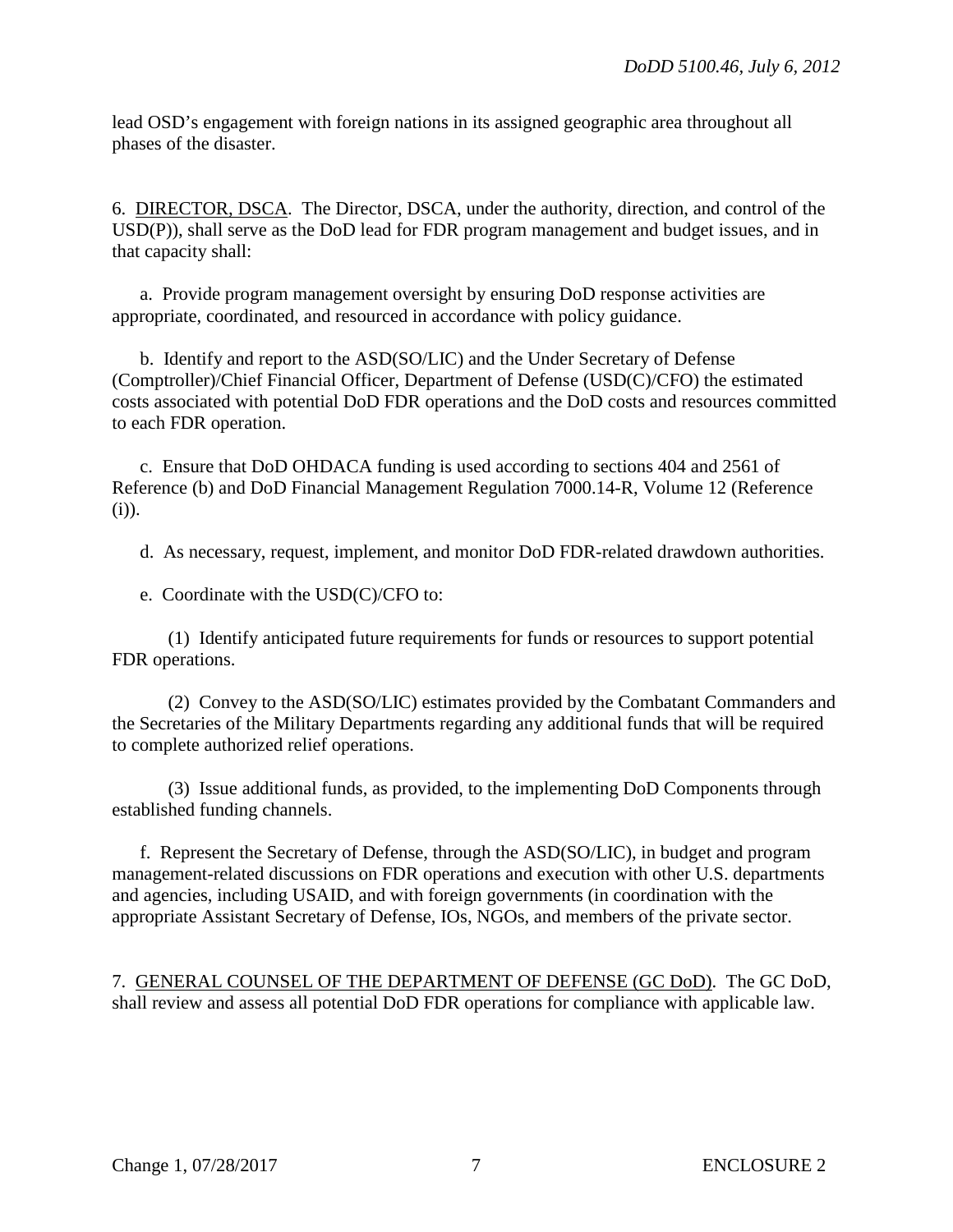lead OSD's engagement with foreign nations in its assigned geographic area throughout all phases of the disaster.

6. DIRECTOR, DSCA. The Director, DSCA, under the authority, direction, and control of the USD(P)), shall serve as the DoD lead for FDR program management and budget issues, and in that capacity shall:

a. Provide program management oversight by ensuring DoD response activities are appropriate, coordinated, and resourced in accordance with policy guidance.

b. Identify and report to the ASD(SO/LIC) and the Under Secretary of Defense (Comptroller)/Chief Financial Officer, Department of Defense (USD(C)/CFO) the estimated costs associated with potential DoD FDR operations and the DoD costs and resources committed to each FDR operation.

c. Ensure that DoD OHDACA funding is used according to sections 404 and 2561 of Reference (b) and DoD Financial Management Regulation 7000.14-R, Volume 12 (Reference (i)).

d. As necessary, request, implement, and monitor DoD FDR-related drawdown authorities.

e. Coordinate with the USD(C)/CFO to:

(1) Identify anticipated future requirements for funds or resources to support potential FDR operations.

(2) Convey to the ASD(SO/LIC) estimates provided by the Combatant Commanders and the Secretaries of the Military Departments regarding any additional funds that will be required to complete authorized relief operations.

(3) Issue additional funds, as provided, to the implementing DoD Components through established funding channels.

f. Represent the Secretary of Defense, through the ASD(SO/LIC), in budget and program management-related discussions on FDR operations and execution with other U.S. departments and agencies, including USAID, and with foreign governments (in coordination with the appropriate Assistant Secretary of Defense, IOs, NGOs, and members of the private sector.

7. GENERAL COUNSEL OF THE DEPARTMENT OF DEFENSE (GC DoD). The GC DoD, shall review and assess all potential DoD FDR operations for compliance with applicable law.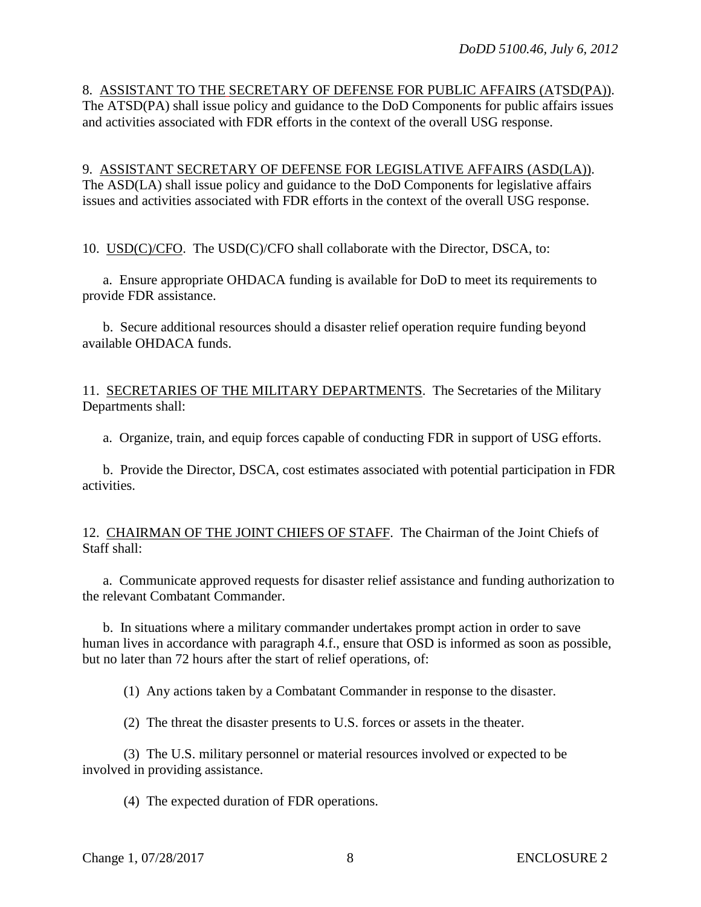8. ASSISTANT TO THE SECRETARY OF DEFENSE FOR PUBLIC AFFAIRS (ATSD(PA)). The ATSD(PA) shall issue policy and guidance to the DoD Components for public affairs issues and activities associated with FDR efforts in the context of the overall USG response.

9. ASSISTANT SECRETARY OF DEFENSE FOR LEGISLATIVE AFFAIRS (ASD(LA)). The ASD(LA) shall issue policy and guidance to the DoD Components for legislative affairs issues and activities associated with FDR efforts in the context of the overall USG response.

10. USD(C)/CFO. The USD(C)/CFO shall collaborate with the Director, DSCA, to:

a. Ensure appropriate OHDACA funding is available for DoD to meet its requirements to provide FDR assistance.

b. Secure additional resources should a disaster relief operation require funding beyond available OHDACA funds.

11. SECRETARIES OF THE MILITARY DEPARTMENTS. The Secretaries of the Military Departments shall:

a. Organize, train, and equip forces capable of conducting FDR in support of USG efforts.

b. Provide the Director, DSCA, cost estimates associated with potential participation in FDR activities.

12. CHAIRMAN OF THE JOINT CHIEFS OF STAFF. The Chairman of the Joint Chiefs of Staff shall:

a. Communicate approved requests for disaster relief assistance and funding authorization to the relevant Combatant Commander.

b. In situations where a military commander undertakes prompt action in order to save human lives in accordance with paragraph 4.f., ensure that OSD is informed as soon as possible, but no later than 72 hours after the start of relief operations, of:

(1) Any actions taken by a Combatant Commander in response to the disaster.

(2) The threat the disaster presents to U.S. forces or assets in the theater.

(3) The U.S. military personnel or material resources involved or expected to be involved in providing assistance.

(4) The expected duration of FDR operations.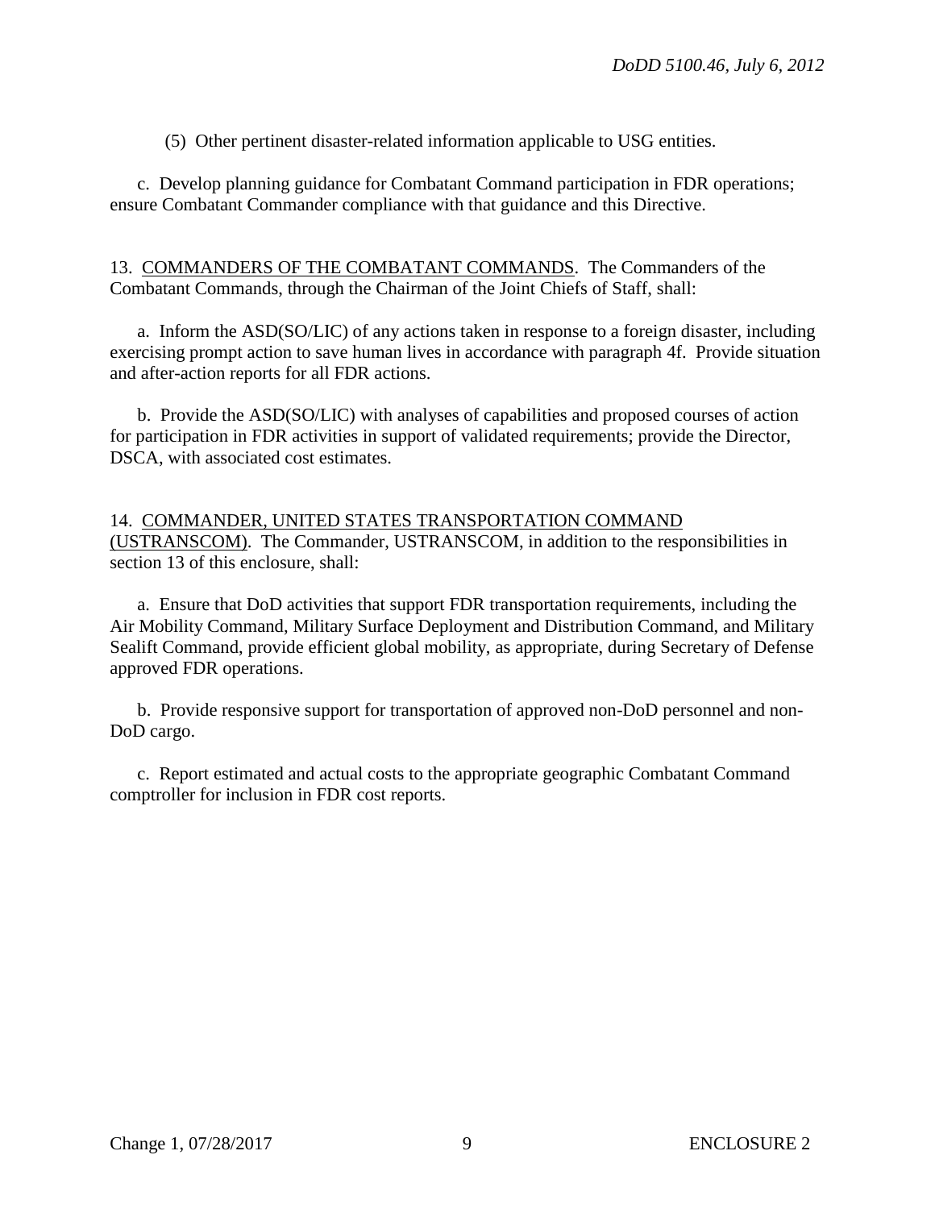(5) Other pertinent disaster-related information applicable to USG entities.

c. Develop planning guidance for Combatant Command participation in FDR operations; ensure Combatant Commander compliance with that guidance and this Directive.

13. COMMANDERS OF THE COMBATANT COMMANDS. The Commanders of the Combatant Commands, through the Chairman of the Joint Chiefs of Staff, shall:

a. Inform the ASD(SO/LIC) of any actions taken in response to a foreign disaster, including exercising prompt action to save human lives in accordance with paragraph 4f. Provide situation and after-action reports for all FDR actions.

b. Provide the ASD(SO/LIC) with analyses of capabilities and proposed courses of action for participation in FDR activities in support of validated requirements; provide the Director, DSCA, with associated cost estimates.

14. COMMANDER, UNITED STATES TRANSPORTATION COMMAND (USTRANSCOM). The Commander, USTRANSCOM, in addition to the responsibilities in section 13 of this enclosure, shall:

a. Ensure that DoD activities that support FDR transportation requirements, including the Air Mobility Command, Military Surface Deployment and Distribution Command, and Military Sealift Command, provide efficient global mobility, as appropriate, during Secretary of Defense approved FDR operations.

b. Provide responsive support for transportation of approved non-DoD personnel and non-DoD cargo.

c. Report estimated and actual costs to the appropriate geographic Combatant Command comptroller for inclusion in FDR cost reports.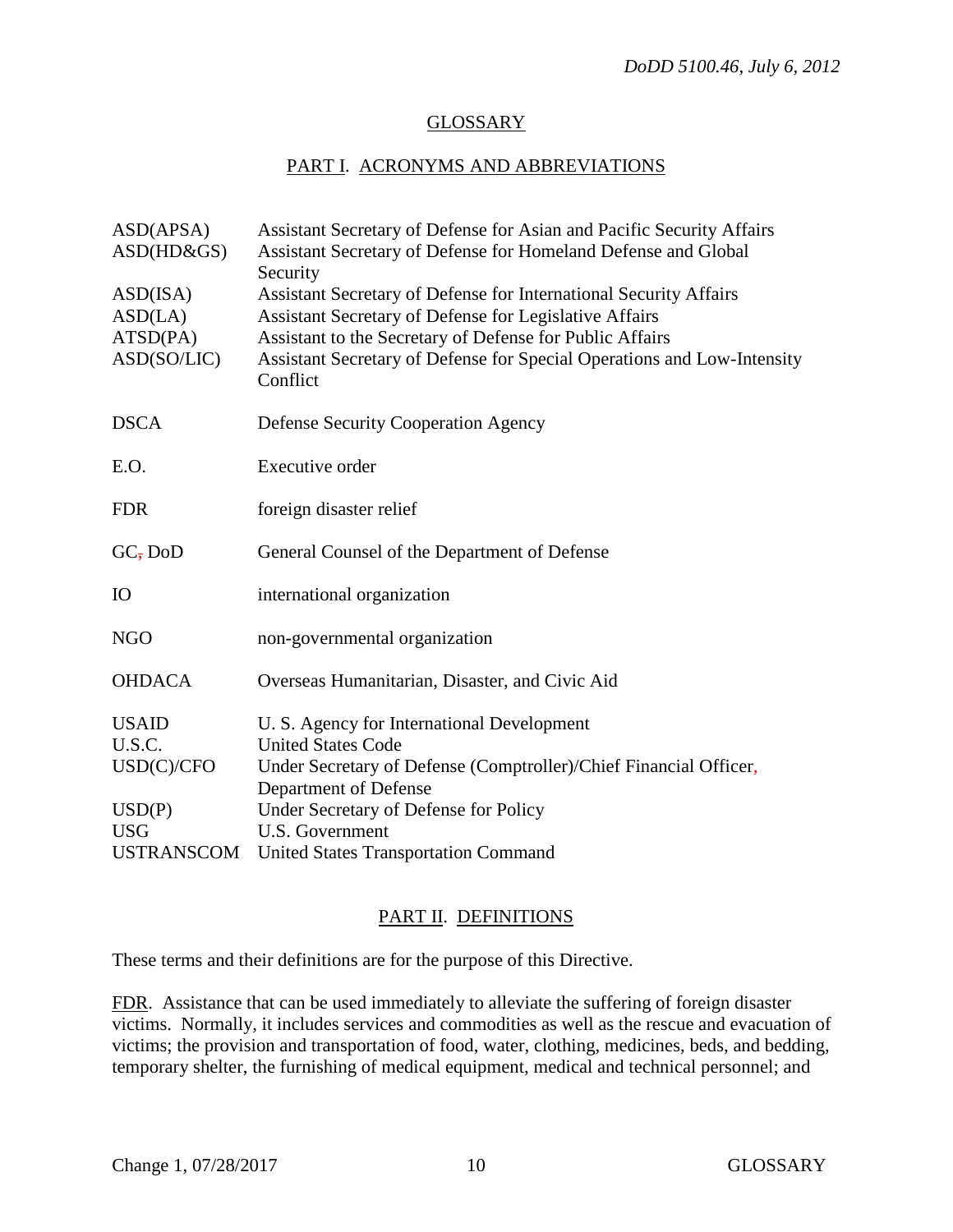## GLOSSARY

### PART I. ACRONYMS AND ABBREVIATIONS

| | |
|---|---|
| ASD(APSA) | Assistant Secretary of Defense for Asian and Pacific Security Affairs |
| ASD(HD&GS) | Assistant Secretary of Defense for Homeland Defense and Global Security |
| ASD(ISA) | Assistant Secretary of Defense for International Security Affairs |
| ASD(LA) | Assistant Secretary of Defense for Legislative Affairs |
| ATSD(PA) | Assistant to the Secretary of Defense for Public Affairs |
| ASD(SO/LIC) | Assistant Secretary of Defense for Special Operations and Low-Intensity Conflict |
| DSCA | Defense Security Cooperation Agency |
| E.O. | Executive order |
| FDR | foreign disaster relief |
| GC, DoD | General Counsel of the Department of Defense |
| IO | international organization |
| NGO | non-governmental organization |
| OHDACA | Overseas Humanitarian, Disaster, and Civic Aid |
| USAID | U. S. Agency for International Development |
| U.S.C. | United States Code |
| USD(C)/CFO | Under Secretary of Defense (Comptroller)/Chief Financial Officer, Department of Defense |
| USD(P) | Under Secretary of Defense for Policy |
| USG | U.S. Government |
| USTRANSCOM | United States Transportation Command |

### PART II. DEFINITIONS

These terms and their definitions are for the purpose of this Directive.

FDR. Assistance that can be used immediately to alleviate the suffering of foreign disaster victims. Normally, it includes services and commodities as well as the rescue and evacuation of victims; the provision and transportation of food, water, clothing, medicines, beds, and bedding, temporary shelter, the furnishing of medical equipment, medical and technical personnel; and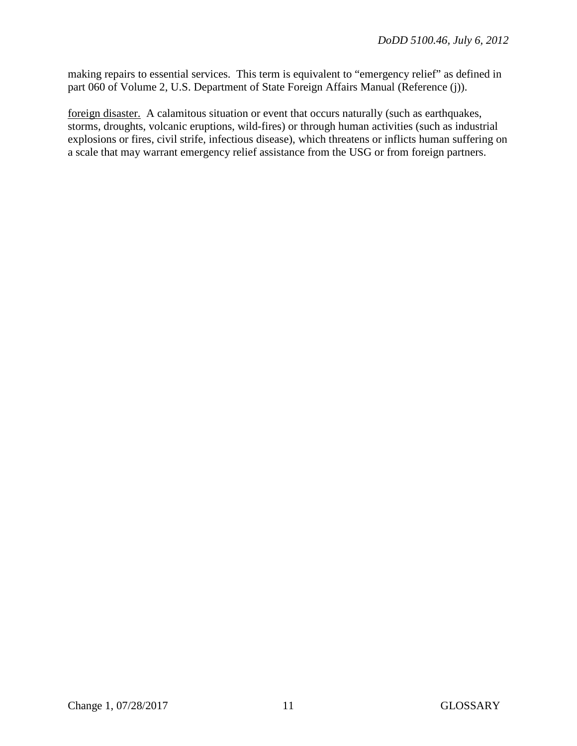making repairs to essential services. This term is equivalent to "emergency relief" as defined in part 060 of Volume 2, U.S. Department of State Foreign Affairs Manual (Reference (j)).

foreign disaster. A calamitous situation or event that occurs naturally (such as earthquakes, storms, droughts, volcanic eruptions, wild-fires) or through human activities (such as industrial explosions or fires, civil strife, infectious disease), which threatens or inflicts human suffering on a scale that may warrant emergency relief assistance from the USG or from foreign partners.